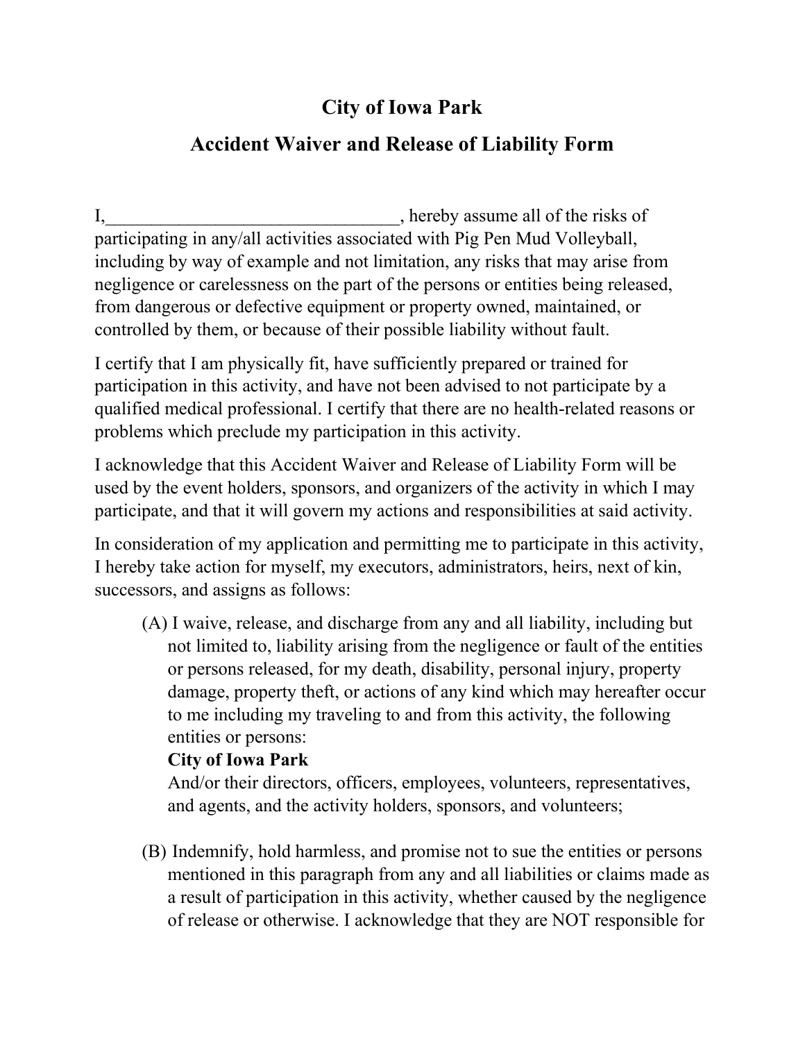# City of Iowa Park

## Accident Waiver and Release of Liability Form

I,________________________________, hereby assume all of the risks of participating in any/all activities associated with Pig Pen Mud Volleyball, including by way of example and not limitation, any risks that may arise from negligence or carelessness on the part of the persons or entities being released, from dangerous or defective equipment or property owned, maintained, or controlled by them, or because of their possible liability without fault.

I certify that I am physically fit, have sufficiently prepared or trained for participation in this activity, and have not been advised to not participate by a qualified medical professional. I certify that there are no health-related reasons or problems which preclude my participation in this activity.

I acknowledge that this Accident Waiver and Release of Liability Form will be used by the event holders, sponsors, and organizers of the activity in which I may participate, and that it will govern my actions and responsibilities at said activity.

In consideration of my application and permitting me to participate in this activity, I hereby take action for myself, my executors, administrators, heirs, next of kin, successors, and assigns as follows:

(A) I waive, release, and discharge from any and all liability, including but not limited to, liability arising from the negligence or fault of the entities or persons released, for my death, disability, personal injury, property damage, property theft, or actions of any kind which may hereafter occur to me including my traveling to and from this activity, the following entities or persons:
**City of Iowa Park**
And/or their directors, officers, employees, volunteers, representatives, and agents, and the activity holders, sponsors, and volunteers;

(B) Indemnify, hold harmless, and promise not to sue the entities or persons mentioned in this paragraph from any and all liabilities or claims made as a result of participation in this activity, whether caused by the negligence of release or otherwise. I acknowledge that they are NOT responsible for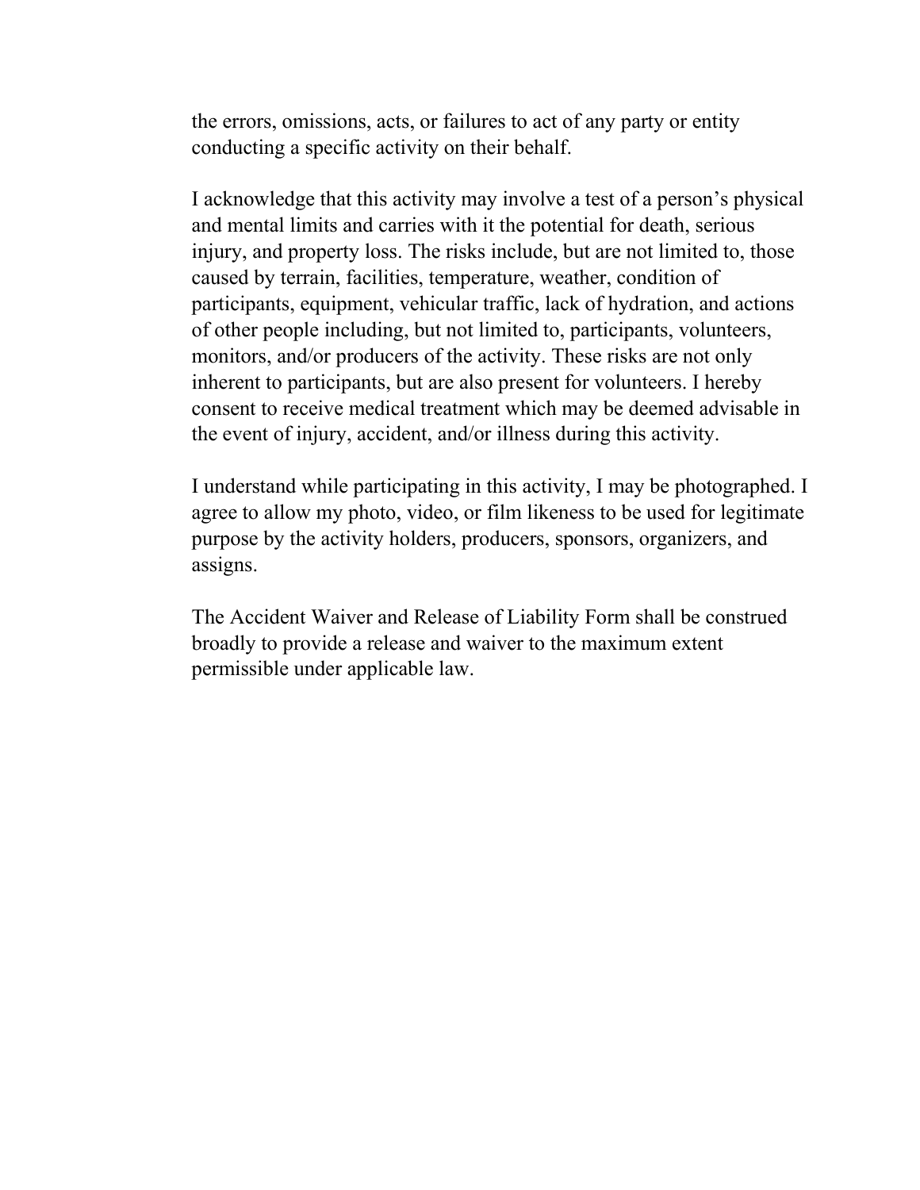the errors, omissions, acts, or failures to act of any party or entity conducting a specific activity on their behalf.

I acknowledge that this activity may involve a test of a person's physical and mental limits and carries with it the potential for death, serious injury, and property loss. The risks include, but are not limited to, those caused by terrain, facilities, temperature, weather, condition of participants, equipment, vehicular traffic, lack of hydration, and actions of other people including, but not limited to, participants, volunteers, monitors, and/or producers of the activity. These risks are not only inherent to participants, but are also present for volunteers. I hereby consent to receive medical treatment which may be deemed advisable in the event of injury, accident, and/or illness during this activity.

I understand while participating in this activity, I may be photographed. I agree to allow my photo, video, or film likeness to be used for legitimate purpose by the activity holders, producers, sponsors, organizers, and assigns.

The Accident Waiver and Release of Liability Form shall be construed broadly to provide a release and waiver to the maximum extent permissible under applicable law.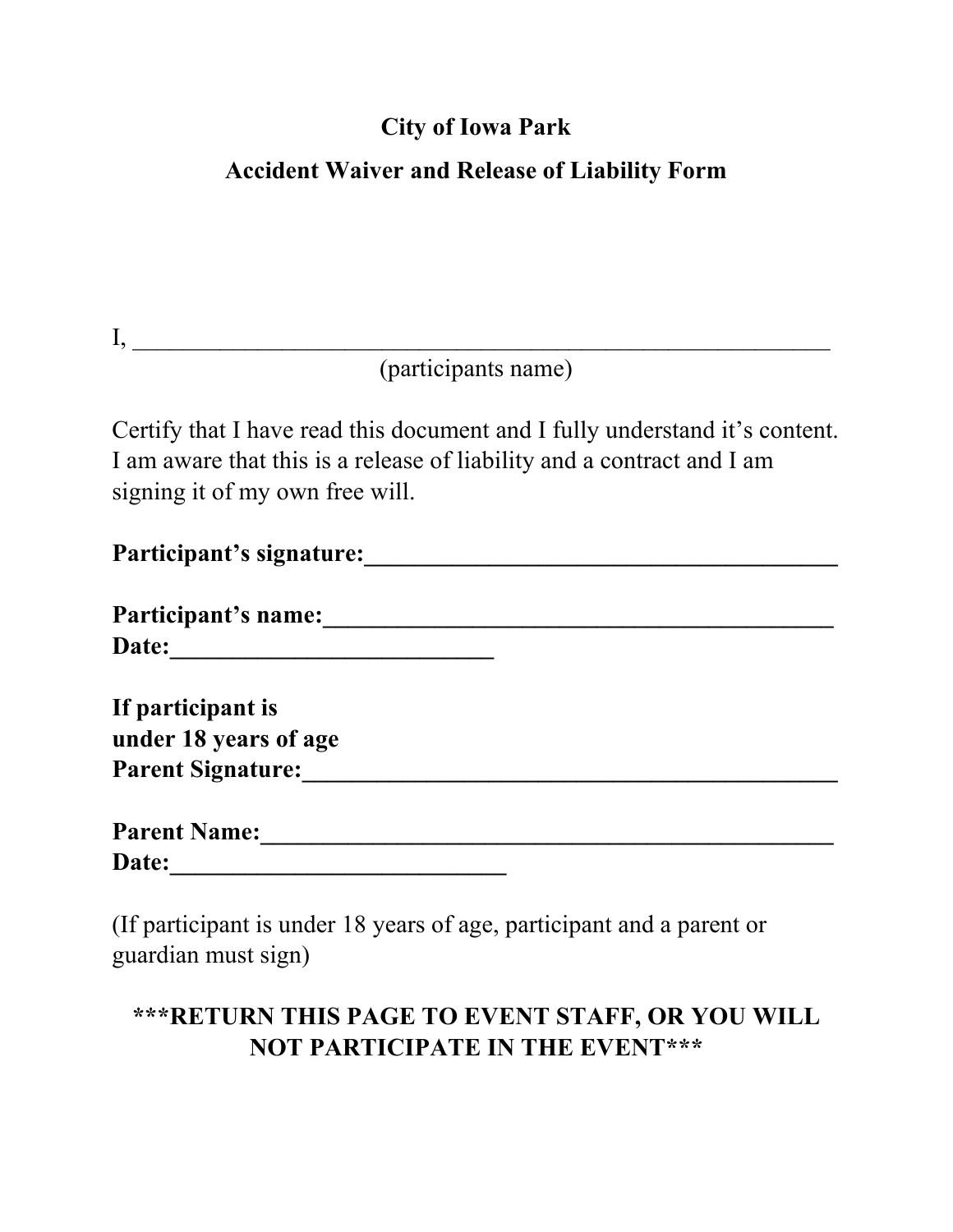**City of Iowa Park**

**Accident Waiver and Release of Liability Form**

I, ____________________________________________________________
(participants name)

Certify that I have read this document and I fully understand it's content. I am aware that this is a release of liability and a contract and I am signing it of my own free will.

**Participant's signature:________________________________________**

**Participant's name:___________________________________________**
**Date:___________________________**

**If participant is**
**under 18 years of age**
**Parent Signature:_____________________________________________**

**Parent Name:________________________________________________**
**Date:____________________________**

(If participant is under 18 years of age, participant and a parent or guardian must sign)

**\*\*\*RETURN THIS PAGE TO EVENT STAFF, OR YOU WILL NOT PARTICIPATE IN THE EVENT\*\*\***